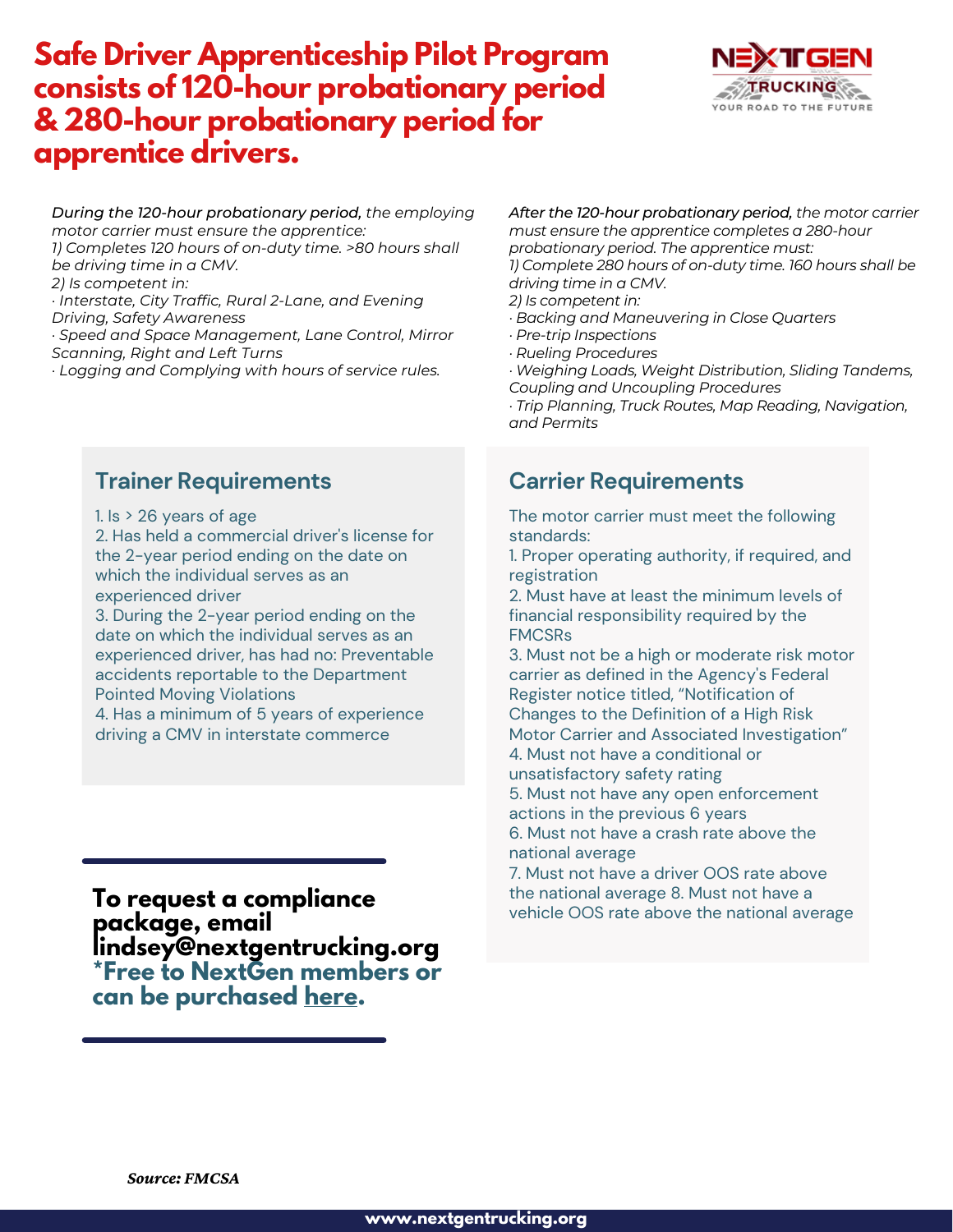# Safe Driver Apprenticeship Pilot Program consists of 120-hour probationary period & 280-hour probationary period for apprentice drivers.

NEXTGEN TRUCKING
YOUR ROAD TO THE FUTURE

***During the 120-hour probationary period,*** *the employing motor carrier must ensure the apprentice:*
*1) Completes 120 hours of on-duty time. >80 hours shall be driving time in a CMV.*
*2) Is competent in:*
*· Interstate, City Traffic, Rural 2-Lane, and Evening Driving, Safety Awareness*
*· Speed and Space Management, Lane Control, Mirror Scanning, Right and Left Turns*
*· Logging and Complying with hours of service rules.*

***After the 120-hour probationary period,*** *the motor carrier must ensure the apprentice completes a 280-hour probationary period. The apprentice must:*
*1) Complete 280 hours of on-duty time. 160 hours shall be driving time in a CMV.*
*2) Is competent in:*
*· Backing and Maneuvering in Close Quarters*
*· Pre-trip Inspections*
*· Rueling Procedures*
*· Weighing Loads, Weight Distribution, Sliding Tandems, Coupling and Uncoupling Procedures*
*· Trip Planning, Truck Routes, Map Reading, Navigation, and Permits*

## Trainer Requirements

1. Is > 26 years of age
2. Has held a commercial driver's license for the 2-year period ending on the date on which the individual serves as an experienced driver
3. During the 2-year period ending on the date on which the individual serves as an experienced driver, has had no: Preventable accidents reportable to the Department Pointed Moving Violations
4. Has a minimum of 5 years of experience driving a CMV in interstate commerce

## Carrier Requirements

The motor carrier must meet the following standards:
1. Proper operating authority, if required, and registration
2. Must have at least the minimum levels of financial responsibility required by the FMCSRs
3. Must not be a high or moderate risk motor carrier as defined in the Agency's Federal Register notice titled, "Notification of Changes to the Definition of a High Risk Motor Carrier and Associated Investigation"
4. Must not have a conditional or unsatisfactory safety rating
5. Must not have any open enforcement actions in the previous 6 years
6. Must not have a crash rate above the national average
7. Must not have a driver OOS rate above the national average 8. Must not have a vehicle OOS rate above the national average

**To request a compliance package, email lindsey@nextgentrucking.org**
**\*Free to NextGen members or can be purchased here.**

***Source: FMCSA***

**www.nextgentrucking.org**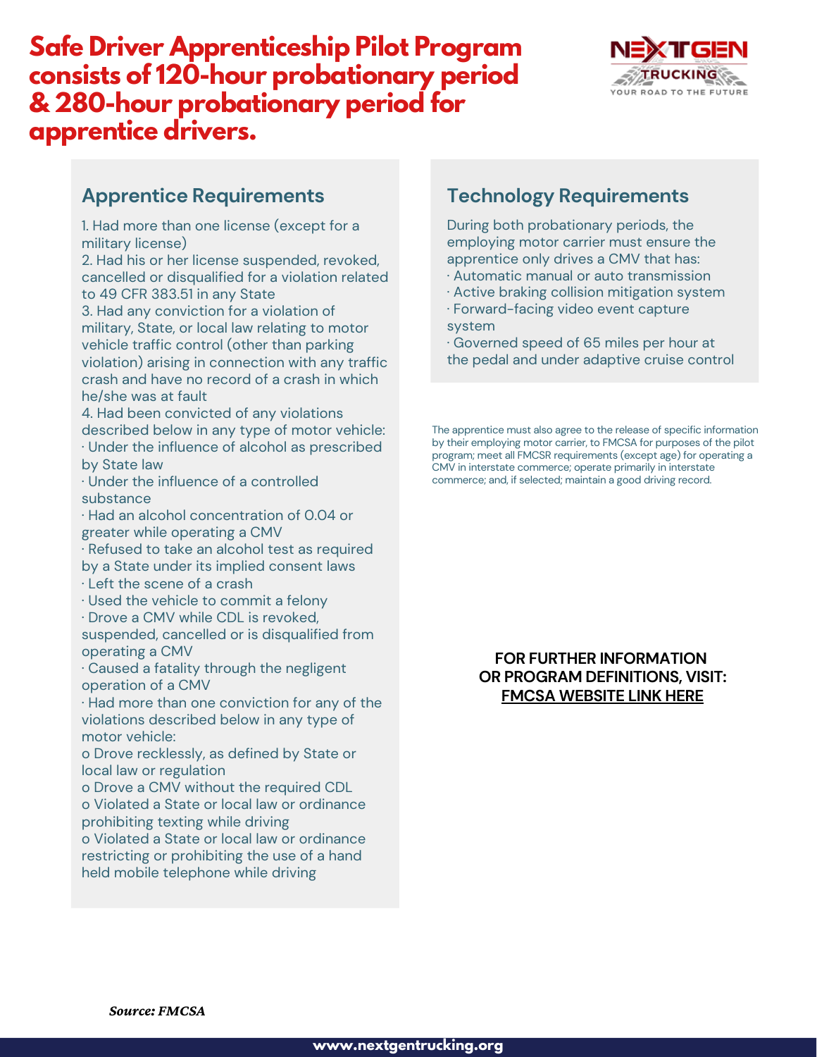# Safe Driver Apprenticeship Pilot Program consists of 120-hour probationary period & 280-hour probationary period for apprentice drivers.

## Apprentice Requirements

1. Had more than one license (except for a military license)
2. Had his or her license suspended, revoked, cancelled or disqualified for a violation related to 49 CFR 383.51 in any State
3. Had any conviction for a violation of military, State, or local law relating to motor vehicle traffic control (other than parking violation) arising in connection with any traffic crash and have no record of a crash in which he/she was at fault
4. Had been convicted of any violations described below in any type of motor vehicle:

- Under the influence of alcohol as prescribed by State law
- Under the influence of a controlled substance
- Had an alcohol concentration of 0.04 or greater while operating a CMV
- Refused to take an alcohol test as required by a State under its implied consent laws
- Left the scene of a crash
- Used the vehicle to commit a felony
- Drove a CMV while CDL is revoked, suspended, cancelled or is disqualified from operating a CMV
- Caused a fatality through the negligent operation of a CMV
- Had more than one conviction for any of the violations described below in any type of motor vehicle:
  - Drove recklessly, as defined by State or local law or regulation
  - Drove a CMV without the required CDL
  - Violated a State or local law or ordinance prohibiting texting while driving
  - Violated a State or local law or ordinance restricting or prohibiting the use of a hand held mobile telephone while driving

## Technology Requirements

During both probationary periods, the employing motor carrier must ensure the apprentice only drives a CMV that has:

- Automatic manual or auto transmission
- Active braking collision mitigation system
- Forward-facing video event capture system
- Governed speed of 65 miles per hour at the pedal and under adaptive cruise control

The apprentice must also agree to the release of specific information by their employing motor carrier, to FMCSA for purposes of the pilot program; meet all FMCSR requirements (except age) for operating a CMV in interstate commerce; operate primarily in interstate commerce; and, if selected; maintain a good driving record.

**FOR FURTHER INFORMATION OR PROGRAM DEFINITIONS, VISIT: FMCSA WEBSITE LINK HERE**

***Source: FMCSA***

www.nextgentrucking.org